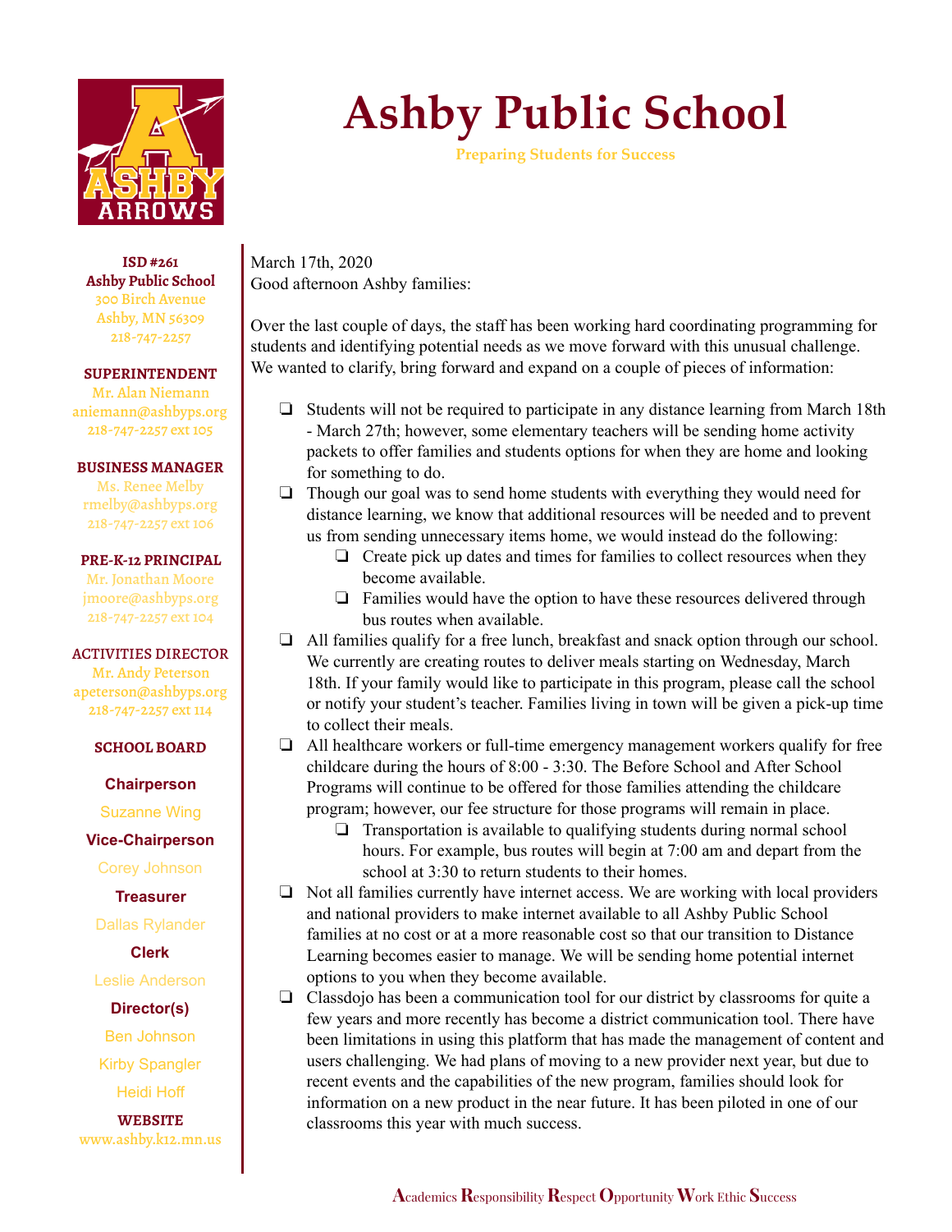# Ashby Public School

Preparing Students for Success

**ISD #261**
**Ashby Public School**
300 Birch Avenue
Ashby, MN 56309
218-747-2257

**SUPERINTENDENT**
Mr. Alan Niemann
aniemann@ashbyps.org
218-747-2257 ext 105

**BUSINESS MANAGER**
Ms. Renee Melby
rmelby@ashbyps.org
218-747-2257 ext 106

**PRE-K-12 PRINCIPAL**
Mr. Jonathan Moore
jmoore@ashbyps.org
218-747-2257 ext 104

**ACTIVITIES DIRECTOR**
Mr. Andy Peterson
apeterson@ashbyps.org
218-747-2257 ext 114

**SCHOOL BOARD**

**Chairperson**
Suzanne Wing

**Vice-Chairperson**
Corey Johnson

**Treasurer**
Dallas Rylander

**Clerk**
Leslie Anderson

**Director(s)**
Ben Johnson
Kirby Spangler
Heidi Hoff

**WEBSITE**
www.ashby.k12.mn.us

---

March 17th, 2020
Good afternoon Ashby families:

Over the last couple of days, the staff has been working hard coordinating programming for students and identifying potential needs as we move forward with this unusual challenge. We wanted to clarify, bring forward and expand on a couple of pieces of information:

- Students will not be required to participate in any distance learning from March 18th - March 27th; however, some elementary teachers will be sending home activity packets to offer families and students options for when they are home and looking for something to do.
- Though our goal was to send home students with everything they would need for distance learning, we know that additional resources will be needed and to prevent us from sending unnecessary items home, we would instead do the following:
  - Create pick up dates and times for families to collect resources when they become available.
  - Families would have the option to have these resources delivered through bus routes when available.
- All families qualify for a free lunch, breakfast and snack option through our school. We currently are creating routes to deliver meals starting on Wednesday, March 18th. If your family would like to participate in this program, please call the school or notify your student's teacher. Families living in town will be given a pick-up time to collect their meals.
- All healthcare workers or full-time emergency management workers qualify for free childcare during the hours of 8:00 - 3:30. The Before School and After School Programs will continue to be offered for those families attending the childcare program; however, our fee structure for those programs will remain in place.
  - Transportation is available to qualifying students during normal school hours. For example, bus routes will begin at 7:00 am and depart from the school at 3:30 to return students to their homes.
- Not all families currently have internet access. We are working with local providers and national providers to make internet available to all Ashby Public School families at no cost or at a more reasonable cost so that our transition to Distance Learning becomes easier to manage. We will be sending home potential internet options to you when they become available.
- Classdojo has been a communication tool for our district by classrooms for quite a few years and more recently has become a district communication tool. There have been limitations in using this platform that has made the management of content and users challenging. We had plans of moving to a new provider next year, but due to recent events and the capabilities of the new program, families should look for information on a new product in the near future. It has been piloted in one of our classrooms this year with much success.

**A**cademics **R**esponsibility **R**espect **O**pportunity **W**ork Ethic **S**uccess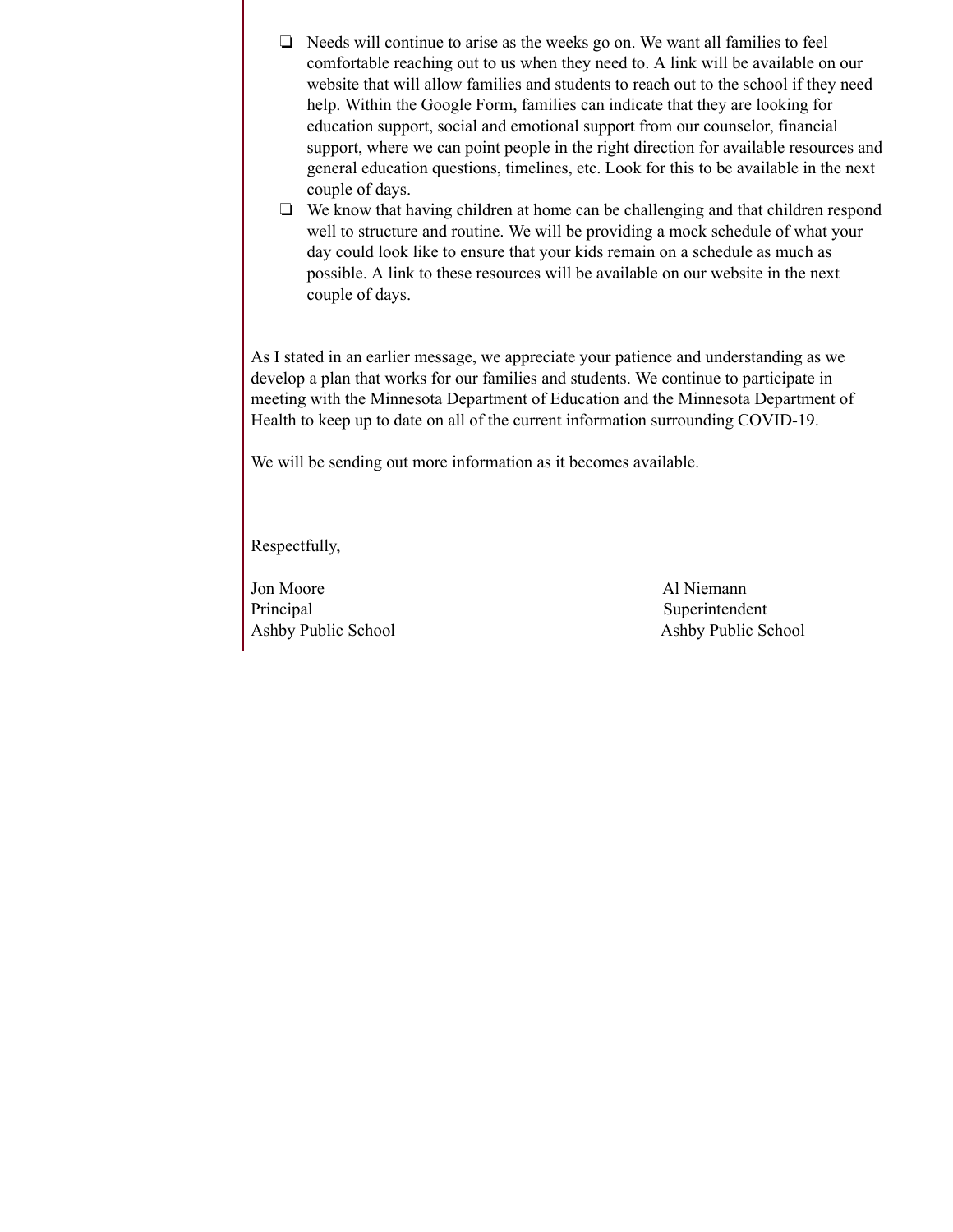- Needs will continue to arise as the weeks go on. We want all families to feel comfortable reaching out to us when they need to. A link will be available on our website that will allow families and students to reach out to the school if they need help. Within the Google Form, families can indicate that they are looking for education support, social and emotional support from our counselor, financial support, where we can point people in the right direction for available resources and general education questions, timelines, etc. Look for this to be available in the next couple of days.
- We know that having children at home can be challenging and that children respond well to structure and routine. We will be providing a mock schedule of what your day could look like to ensure that your kids remain on a schedule as much as possible. A link to these resources will be available on our website in the next couple of days.

As I stated in an earlier message, we appreciate your patience and understanding as we develop a plan that works for our families and students. We continue to participate in meeting with the Minnesota Department of Education and the Minnesota Department of Health to keep up to date on all of the current information surrounding COVID-19.

We will be sending out more information as it becomes available.

Respectfully,

Jon Moore
Principal
Ashby Public School

Al Niemann
Superintendent
Ashby Public School